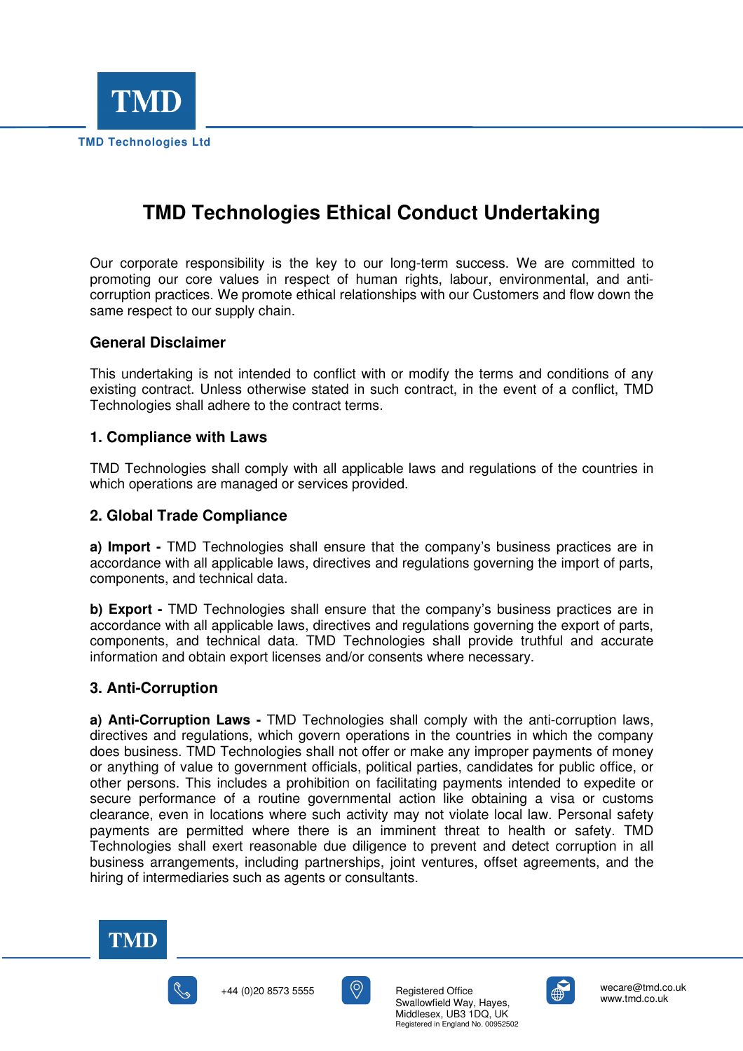# TMD Technologies Ethical Conduct Undertaking

Our corporate responsibility is the key to our long-term success. We are committed to promoting our core values in respect of human rights, labour, environmental, and anti-corruption practices. We promote ethical relationships with our Customers and flow down the same respect to our supply chain.

## General Disclaimer

This undertaking is not intended to conflict with or modify the terms and conditions of any existing contract. Unless otherwise stated in such contract, in the event of a conflict, TMD Technologies shall adhere to the contract terms.

## 1. Compliance with Laws

TMD Technologies shall comply with all applicable laws and regulations of the countries in which operations are managed or services provided.

## 2. Global Trade Compliance

**a) Import -** TMD Technologies shall ensure that the company's business practices are in accordance with all applicable laws, directives and regulations governing the import of parts, components, and technical data.

**b) Export -** TMD Technologies shall ensure that the company's business practices are in accordance with all applicable laws, directives and regulations governing the export of parts, components, and technical data. TMD Technologies shall provide truthful and accurate information and obtain export licenses and/or consents where necessary.

## 3. Anti-Corruption

**a) Anti-Corruption Laws -** TMD Technologies shall comply with the anti-corruption laws, directives and regulations, which govern operations in the countries in which the company does business. TMD Technologies shall not offer or make any improper payments of money or anything of value to government officials, political parties, candidates for public office, or other persons. This includes a prohibition on facilitating payments intended to expedite or secure performance of a routine governmental action like obtaining a visa or customs clearance, even in locations where such activity may not violate local law. Personal safety payments are permitted where there is an imminent threat to health or safety. TMD Technologies shall exert reasonable due diligence to prevent and detect corruption in all business arrangements, including partnerships, joint ventures, offset agreements, and the hiring of intermediaries such as agents or consultants.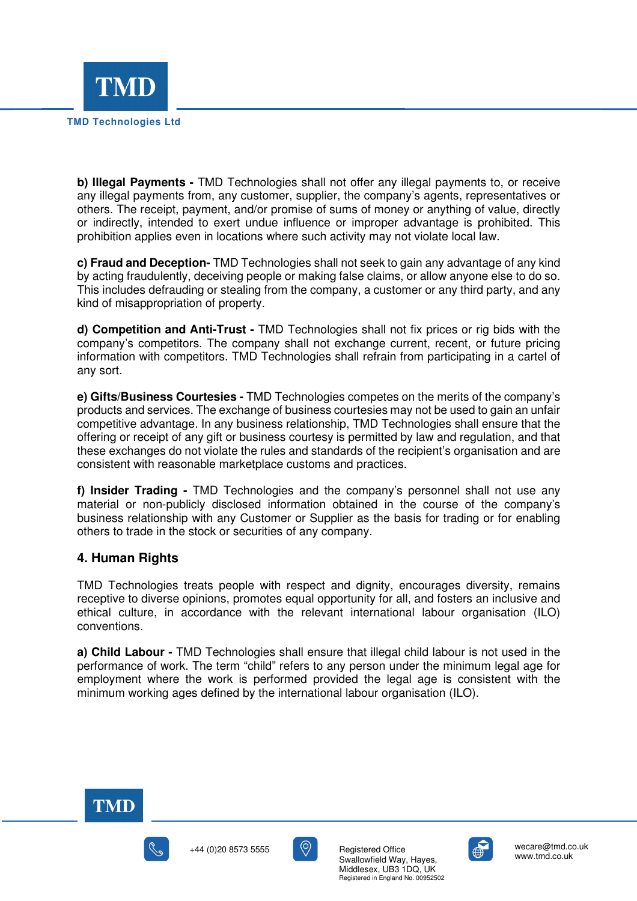**b) Illegal Payments -** TMD Technologies shall not offer any illegal payments to, or receive any illegal payments from, any customer, supplier, the company's agents, representatives or others. The receipt, payment, and/or promise of sums of money or anything of value, directly or indirectly, intended to exert undue influence or improper advantage is prohibited. This prohibition applies even in locations where such activity may not violate local law.

**c) Fraud and Deception-** TMD Technologies shall not seek to gain any advantage of any kind by acting fraudulently, deceiving people or making false claims, or allow anyone else to do so. This includes defrauding or stealing from the company, a customer or any third party, and any kind of misappropriation of property.

**d) Competition and Anti-Trust -** TMD Technologies shall not fix prices or rig bids with the company's competitors. The company shall not exchange current, recent, or future pricing information with competitors. TMD Technologies shall refrain from participating in a cartel of any sort.

**e) Gifts/Business Courtesies -** TMD Technologies competes on the merits of the company's products and services. The exchange of business courtesies may not be used to gain an unfair competitive advantage. In any business relationship, TMD Technologies shall ensure that the offering or receipt of any gift or business courtesy is permitted by law and regulation, and that these exchanges do not violate the rules and standards of the recipient's organisation and are consistent with reasonable marketplace customs and practices.

**f) Insider Trading -** TMD Technologies and the company's personnel shall not use any material or non-publicly disclosed information obtained in the course of the company's business relationship with any Customer or Supplier as the basis for trading or for enabling others to trade in the stock or securities of any company.

## 4. Human Rights

TMD Technologies treats people with respect and dignity, encourages diversity, remains receptive to diverse opinions, promotes equal opportunity for all, and fosters an inclusive and ethical culture, in accordance with the relevant international labour organisation (ILO) conventions.

**a) Child Labour -** TMD Technologies shall ensure that illegal child labour is not used in the performance of work. The term "child" refers to any person under the minimum legal age for employment where the work is performed provided the legal age is consistent with the minimum working ages defined by the international labour organisation (ILO).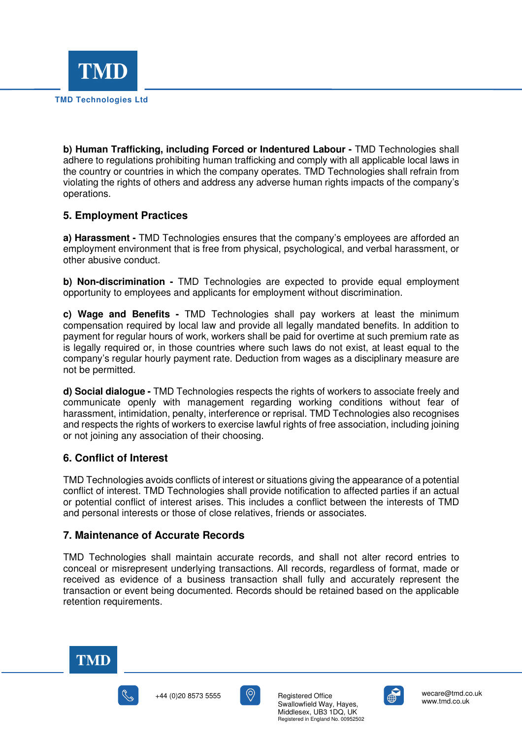**b) Human Trafficking, including Forced or Indentured Labour -** TMD Technologies shall adhere to regulations prohibiting human trafficking and comply with all applicable local laws in the country or countries in which the company operates. TMD Technologies shall refrain from violating the rights of others and address any adverse human rights impacts of the company's operations.

## 5. Employment Practices

**a) Harassment -** TMD Technologies ensures that the company's employees are afforded an employment environment that is free from physical, psychological, and verbal harassment, or other abusive conduct.

**b) Non-discrimination -** TMD Technologies are expected to provide equal employment opportunity to employees and applicants for employment without discrimination.

**c) Wage and Benefits -** TMD Technologies shall pay workers at least the minimum compensation required by local law and provide all legally mandated benefits. In addition to payment for regular hours of work, workers shall be paid for overtime at such premium rate as is legally required or, in those countries where such laws do not exist, at least equal to the company's regular hourly payment rate. Deduction from wages as a disciplinary measure are not be permitted.

**d) Social dialogue -** TMD Technologies respects the rights of workers to associate freely and communicate openly with management regarding working conditions without fear of harassment, intimidation, penalty, interference or reprisal. TMD Technologies also recognises and respects the rights of workers to exercise lawful rights of free association, including joining or not joining any association of their choosing.

## 6. Conflict of Interest

TMD Technologies avoids conflicts of interest or situations giving the appearance of a potential conflict of interest. TMD Technologies shall provide notification to affected parties if an actual or potential conflict of interest arises. This includes a conflict between the interests of TMD and personal interests or those of close relatives, friends or associates.

## 7. Maintenance of Accurate Records

TMD Technologies shall maintain accurate records, and shall not alter record entries to conceal or misrepresent underlying transactions. All records, regardless of format, made or received as evidence of a business transaction shall fully and accurately represent the transaction or event being documented. Records should be retained based on the applicable retention requirements.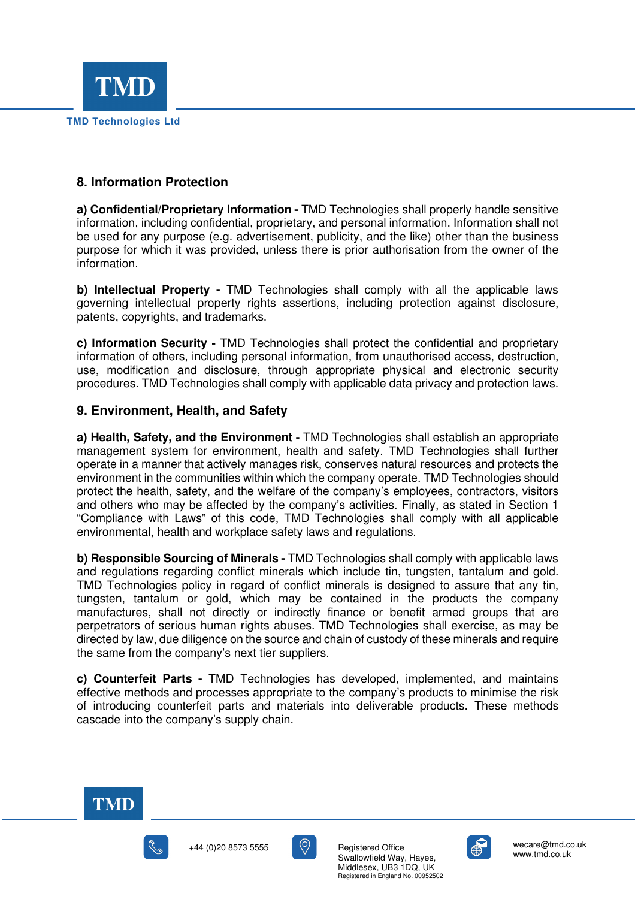## 8. Information Protection

**a) Confidential/Proprietary Information -** TMD Technologies shall properly handle sensitive information, including confidential, proprietary, and personal information. Information shall not be used for any purpose (e.g. advertisement, publicity, and the like) other than the business purpose for which it was provided, unless there is prior authorisation from the owner of the information.

**b) Intellectual Property -** TMD Technologies shall comply with all the applicable laws governing intellectual property rights assertions, including protection against disclosure, patents, copyrights, and trademarks.

**c) Information Security -** TMD Technologies shall protect the confidential and proprietary information of others, including personal information, from unauthorised access, destruction, use, modification and disclosure, through appropriate physical and electronic security procedures. TMD Technologies shall comply with applicable data privacy and protection laws.

## 9. Environment, Health, and Safety

**a) Health, Safety, and the Environment -** TMD Technologies shall establish an appropriate management system for environment, health and safety. TMD Technologies shall further operate in a manner that actively manages risk, conserves natural resources and protects the environment in the communities within which the company operate. TMD Technologies should protect the health, safety, and the welfare of the company's employees, contractors, visitors and others who may be affected by the company's activities. Finally, as stated in Section 1 "Compliance with Laws" of this code, TMD Technologies shall comply with all applicable environmental, health and workplace safety laws and regulations.

**b) Responsible Sourcing of Minerals -** TMD Technologies shall comply with applicable laws and regulations regarding conflict minerals which include tin, tungsten, tantalum and gold. TMD Technologies policy in regard of conflict minerals is designed to assure that any tin, tungsten, tantalum or gold, which may be contained in the products the company manufactures, shall not directly or indirectly finance or benefit armed groups that are perpetrators of serious human rights abuses. TMD Technologies shall exercise, as may be directed by law, due diligence on the source and chain of custody of these minerals and require the same from the company's next tier suppliers.

**c) Counterfeit Parts -** TMD Technologies has developed, implemented, and maintains effective methods and processes appropriate to the company's products to minimise the risk of introducing counterfeit parts and materials into deliverable products. These methods cascade into the company's supply chain.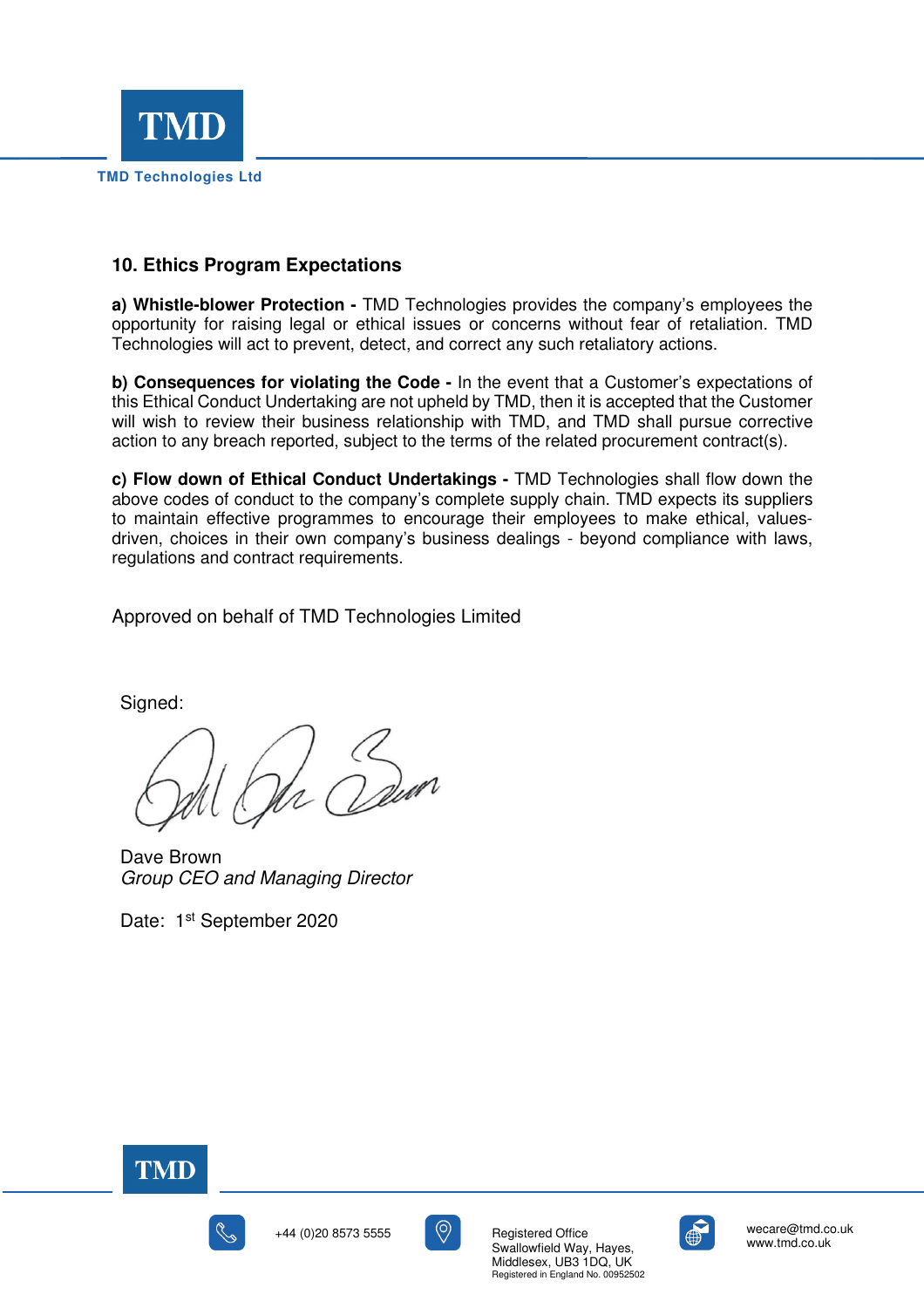## 10. Ethics Program Expectations

**a) Whistle-blower Protection -** TMD Technologies provides the company's employees the opportunity for raising legal or ethical issues or concerns without fear of retaliation. TMD Technologies will act to prevent, detect, and correct any such retaliatory actions.

**b) Consequences for violating the Code -** In the event that a Customer's expectations of this Ethical Conduct Undertaking are not upheld by TMD, then it is accepted that the Customer will wish to review their business relationship with TMD, and TMD shall pursue corrective action to any breach reported, subject to the terms of the related procurement contract(s).

**c) Flow down of Ethical Conduct Undertakings -** TMD Technologies shall flow down the above codes of conduct to the company's complete supply chain. TMD expects its suppliers to maintain effective programmes to encourage their employees to make ethical, values-driven, choices in their own company's business dealings - beyond compliance with laws, regulations and contract requirements.

Approved on behalf of TMD Technologies Limited

Signed:

Dave Brown
*Group CEO and Managing Director*

Date: 1st September 2020